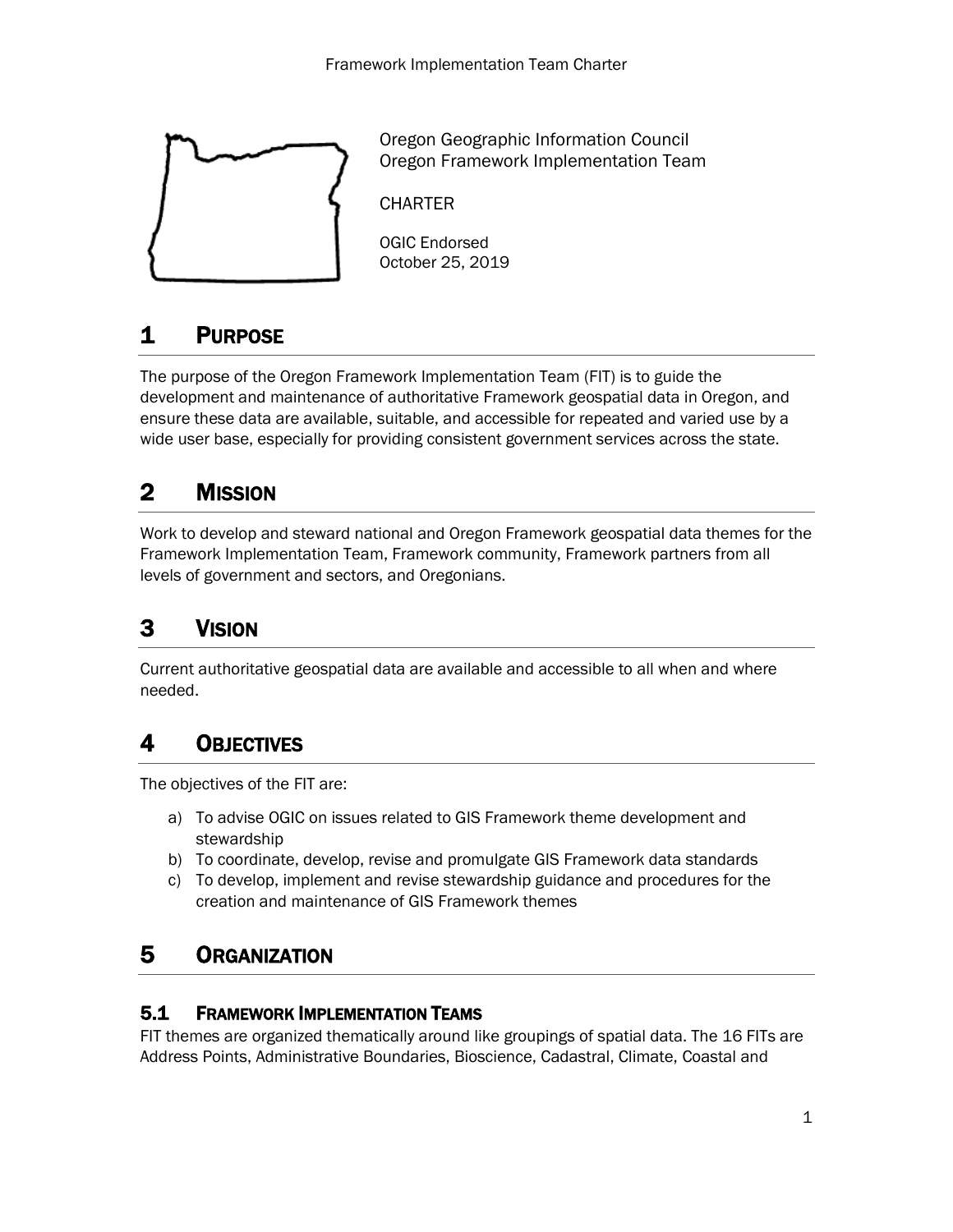Oregon Geographic Information Council
Oregon Framework Implementation Team

CHARTER

OGIC Endorsed
October 25, 2019

# 1 PURPOSE

The purpose of the Oregon Framework Implementation Team (FIT) is to guide the development and maintenance of authoritative Framework geospatial data in Oregon, and ensure these data are available, suitable, and accessible for repeated and varied use by a wide user base, especially for providing consistent government services across the state.

# 2 MISSION

Work to develop and steward national and Oregon Framework geospatial data themes for the Framework Implementation Team, Framework community, Framework partners from all levels of government and sectors, and Oregonians.

# 3 VISION

Current authoritative geospatial data are available and accessible to all when and where needed.

# 4 OBJECTIVES

The objectives of the FIT are:

a) To advise OGIC on issues related to GIS Framework theme development and stewardship
b) To coordinate, develop, revise and promulgate GIS Framework data standards
c) To develop, implement and revise stewardship guidance and procedures for the creation and maintenance of GIS Framework themes

# 5 ORGANIZATION

## 5.1 FRAMEWORK IMPLEMENTATION TEAMS

FIT themes are organized thematically around like groupings of spatial data. The 16 FITs are Address Points, Administrative Boundaries, Bioscience, Cadastral, Climate, Coastal and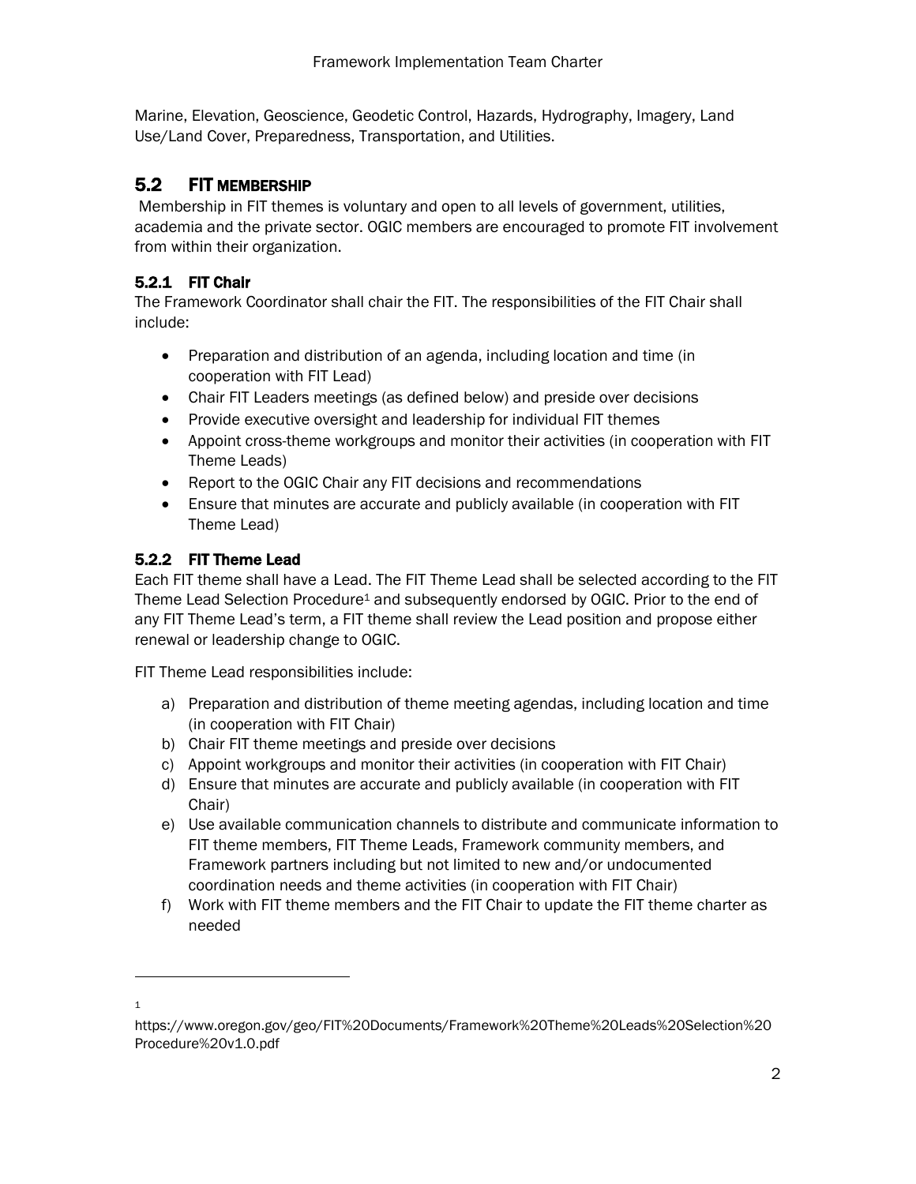Marine, Elevation, Geoscience, Geodetic Control, Hazards, Hydrography, Imagery, Land Use/Land Cover, Preparedness, Transportation, and Utilities.

## 5.2 FIT MEMBERSHIP

Membership in FIT themes is voluntary and open to all levels of government, utilities, academia and the private sector. OGIC members are encouraged to promote FIT involvement from within their organization.

### 5.2.1 FIT Chair

The Framework Coordinator shall chair the FIT. The responsibilities of the FIT Chair shall include:

- Preparation and distribution of an agenda, including location and time (in cooperation with FIT Lead)
- Chair FIT Leaders meetings (as defined below) and preside over decisions
- Provide executive oversight and leadership for individual FIT themes
- Appoint cross-theme workgroups and monitor their activities (in cooperation with FIT Theme Leads)
- Report to the OGIC Chair any FIT decisions and recommendations
- Ensure that minutes are accurate and publicly available (in cooperation with FIT Theme Lead)

### 5.2.2 FIT Theme Lead

Each FIT theme shall have a Lead. The FIT Theme Lead shall be selected according to the FIT Theme Lead Selection Procedure[1] and subsequently endorsed by OGIC. Prior to the end of any FIT Theme Lead's term, a FIT theme shall review the Lead position and propose either renewal or leadership change to OGIC.

FIT Theme Lead responsibilities include:

a) Preparation and distribution of theme meeting agendas, including location and time (in cooperation with FIT Chair)
b) Chair FIT theme meetings and preside over decisions
c) Appoint workgroups and monitor their activities (in cooperation with FIT Chair)
d) Ensure that minutes are accurate and publicly available (in cooperation with FIT Chair)
e) Use available communication channels to distribute and communicate information to FIT theme members, FIT Theme Leads, Framework community members, and Framework partners including but not limited to new and/or undocumented coordination needs and theme activities (in cooperation with FIT Chair)
f) Work with FIT theme members and the FIT Chair to update the FIT theme charter as needed

---

[1] https://www.oregon.gov/geo/FIT%20Documents/Framework%20Theme%20Leads%20Selection%20Procedure%20v1.0.pdf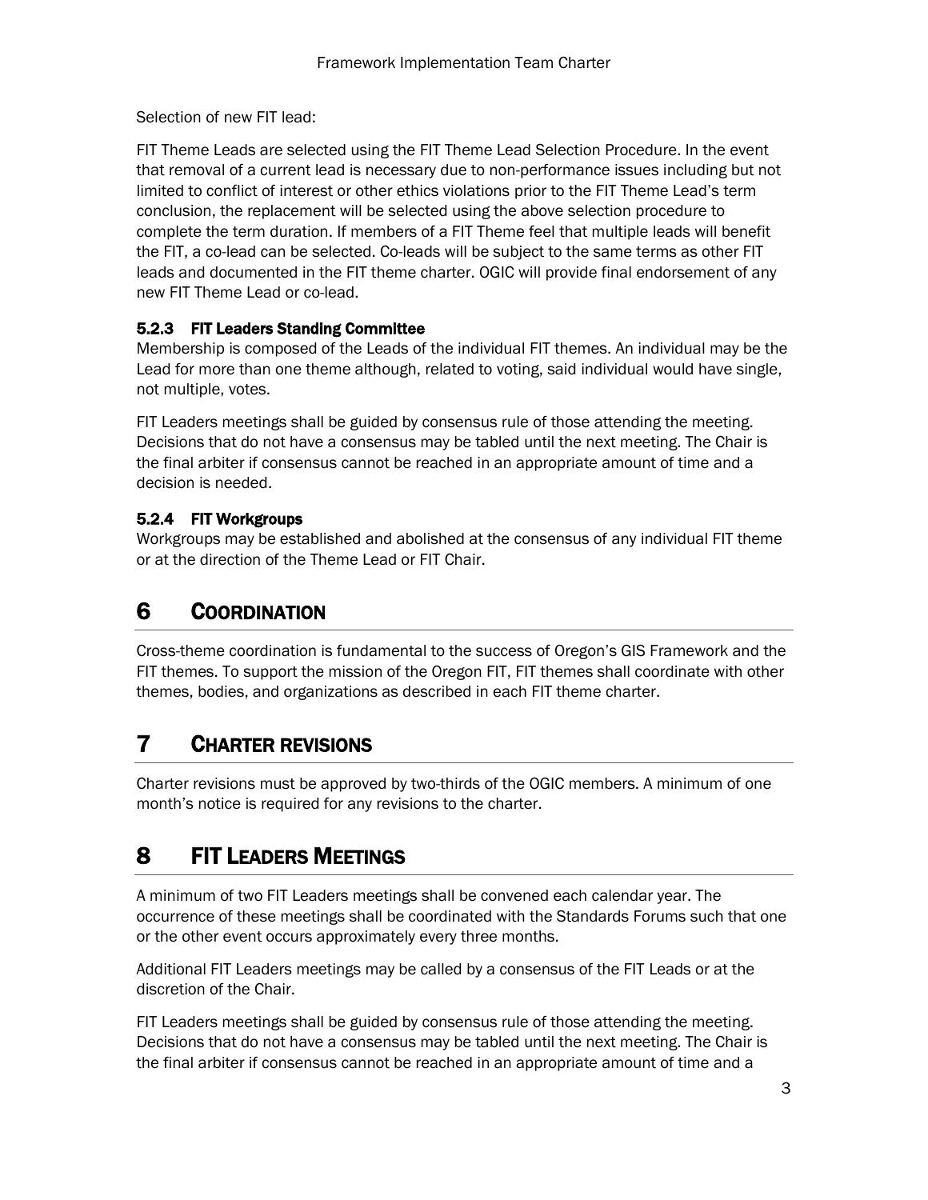Selection of new FIT lead:

FIT Theme Leads are selected using the FIT Theme Lead Selection Procedure. In the event that removal of a current lead is necessary due to non-performance issues including but not limited to conflict of interest or other ethics violations prior to the FIT Theme Lead's term conclusion, the replacement will be selected using the above selection procedure to complete the term duration. If members of a FIT Theme feel that multiple leads will benefit the FIT, a co-lead can be selected. Co-leads will be subject to the same terms as other FIT leads and documented in the FIT theme charter. OGIC will provide final endorsement of any new FIT Theme Lead or co-lead.

### 5.2.3 FIT Leaders Standing Committee

Membership is composed of the Leads of the individual FIT themes. An individual may be the Lead for more than one theme although, related to voting, said individual would have single, not multiple, votes.

FIT Leaders meetings shall be guided by consensus rule of those attending the meeting. Decisions that do not have a consensus may be tabled until the next meeting. The Chair is the final arbiter if consensus cannot be reached in an appropriate amount of time and a decision is needed.

### 5.2.4 FIT Workgroups

Workgroups may be established and abolished at the consensus of any individual FIT theme or at the direction of the Theme Lead or FIT Chair.

# 6 COORDINATION

Cross-theme coordination is fundamental to the success of Oregon's GIS Framework and the FIT themes. To support the mission of the Oregon FIT, FIT themes shall coordinate with other themes, bodies, and organizations as described in each FIT theme charter.

# 7 CHARTER REVISIONS

Charter revisions must be approved by two-thirds of the OGIC members. A minimum of one month's notice is required for any revisions to the charter.

# 8 FIT LEADERS MEETINGS

A minimum of two FIT Leaders meetings shall be convened each calendar year. The occurrence of these meetings shall be coordinated with the Standards Forums such that one or the other event occurs approximately every three months.

Additional FIT Leaders meetings may be called by a consensus of the FIT Leads or at the discretion of the Chair.

FIT Leaders meetings shall be guided by consensus rule of those attending the meeting. Decisions that do not have a consensus may be tabled until the next meeting. The Chair is the final arbiter if consensus cannot be reached in an appropriate amount of time and a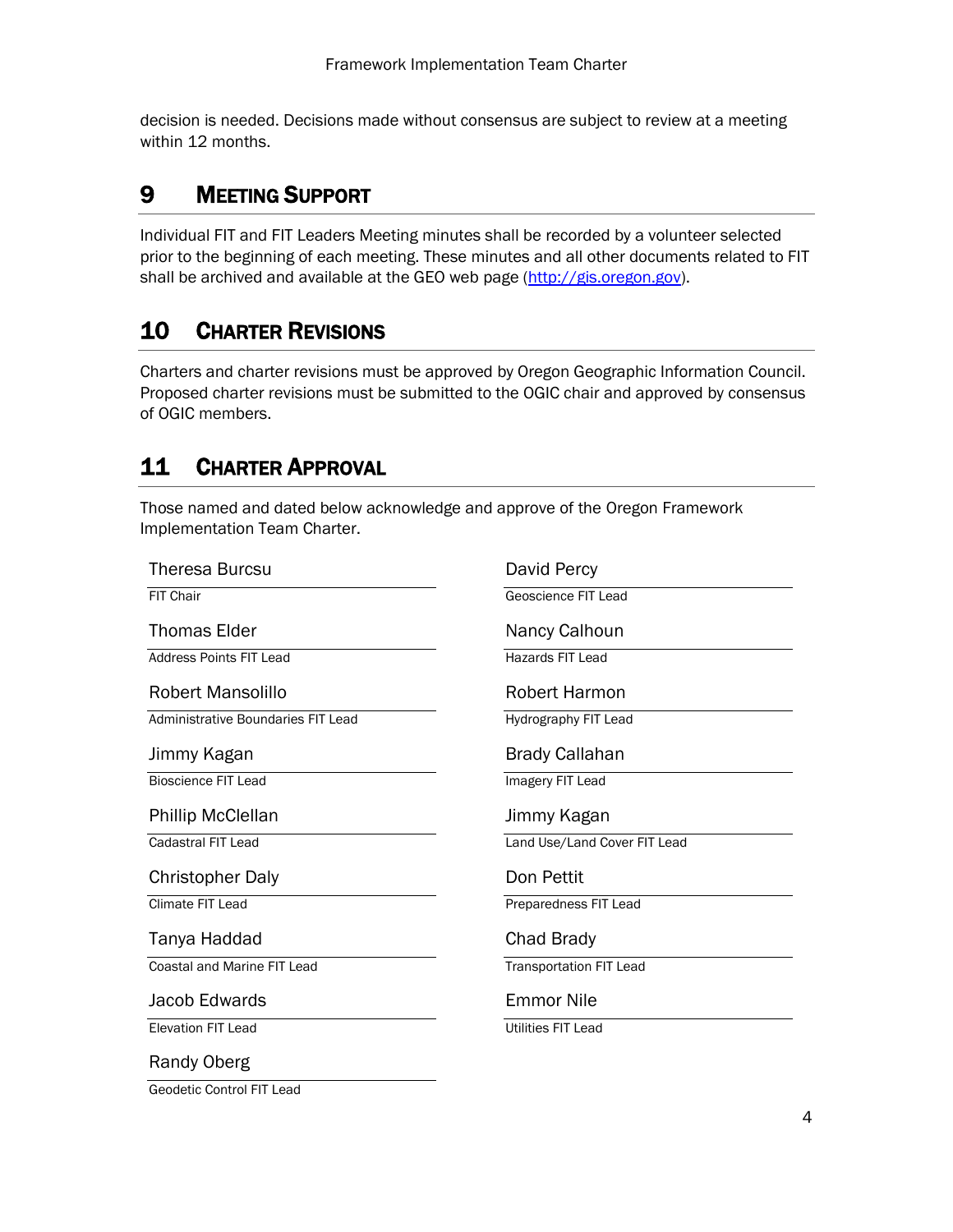decision is needed. Decisions made without consensus are subject to review at a meeting within 12 months.

## 9 MEETING SUPPORT

Individual FIT and FIT Leaders Meeting minutes shall be recorded by a volunteer selected prior to the beginning of each meeting. These minutes and all other documents related to FIT shall be archived and available at the GEO web page (http://gis.oregon.gov).

## 10 CHARTER REVISIONS

Charters and charter revisions must be approved by Oregon Geographic Information Council. Proposed charter revisions must be submitted to the OGIC chair and approved by consensus of OGIC members.

## 11 CHARTER APPROVAL

Those named and dated below acknowledge and approve of the Oregon Framework Implementation Team Charter.

Theresa Burcsu
FIT Chair

Thomas Elder
Address Points FIT Lead

Robert Mansolillo
Administrative Boundaries FIT Lead

Jimmy Kagan
Bioscience FIT Lead

Phillip McClellan
Cadastral FIT Lead

Christopher Daly
Climate FIT Lead

Tanya Haddad
Coastal and Marine FIT Lead

Jacob Edwards
Elevation FIT Lead

Randy Oberg
Geodetic Control FIT Lead

David Percy
Geoscience FIT Lead

Nancy Calhoun
Hazards FIT Lead

Robert Harmon
Hydrography FIT Lead

Brady Callahan
Imagery FIT Lead

Jimmy Kagan
Land Use/Land Cover FIT Lead

Don Pettit
Preparedness FIT Lead

Chad Brady
Transportation FIT Lead

Emmor Nile
Utilities FIT Lead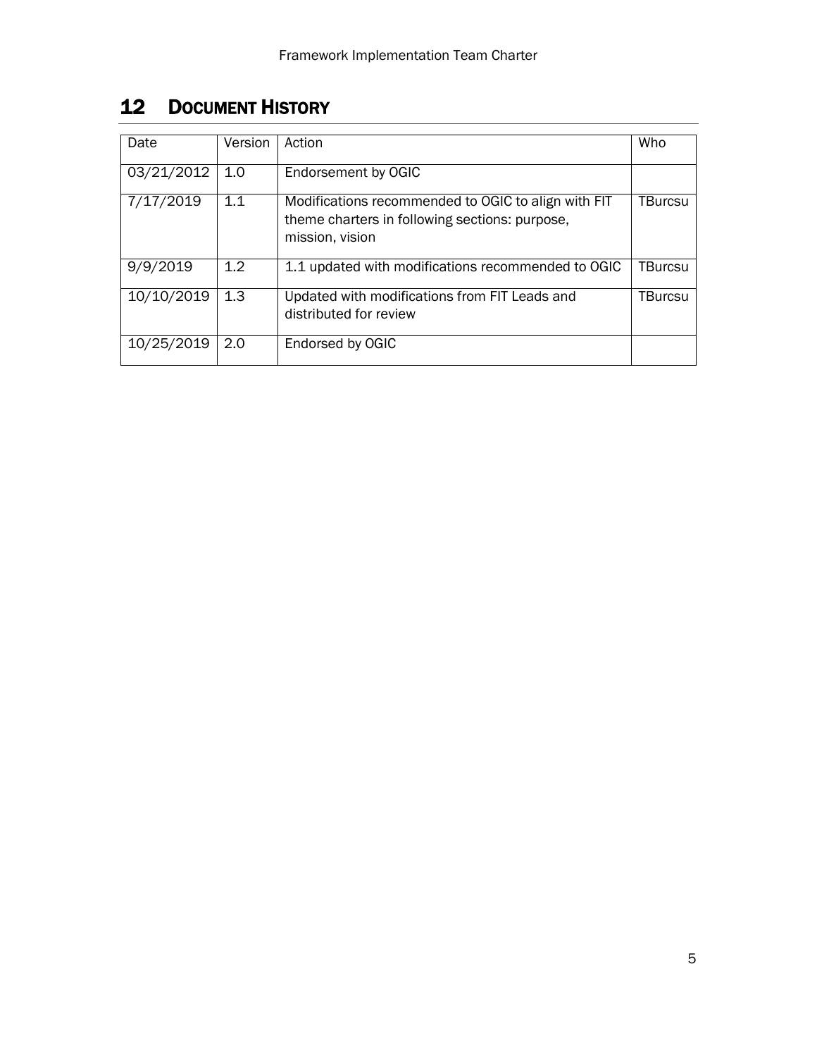# 12 DOCUMENT HISTORY

| Date | Version | Action | Who |
|---|---|---|---|
| 03/21/2012 | 1.0 | Endorsement by OGIC | |
| 7/17/2019 | 1.1 | Modifications recommended to OGIC to align with FIT theme charters in following sections: purpose, mission, vision | TBurcsu |
| 9/9/2019 | 1.2 | 1.1 updated with modifications recommended to OGIC | TBurcsu |
| 10/10/2019 | 1.3 | Updated with modifications from FIT Leads and distributed for review | TBurcsu |
| 10/25/2019 | 2.0 | Endorsed by OGIC | |